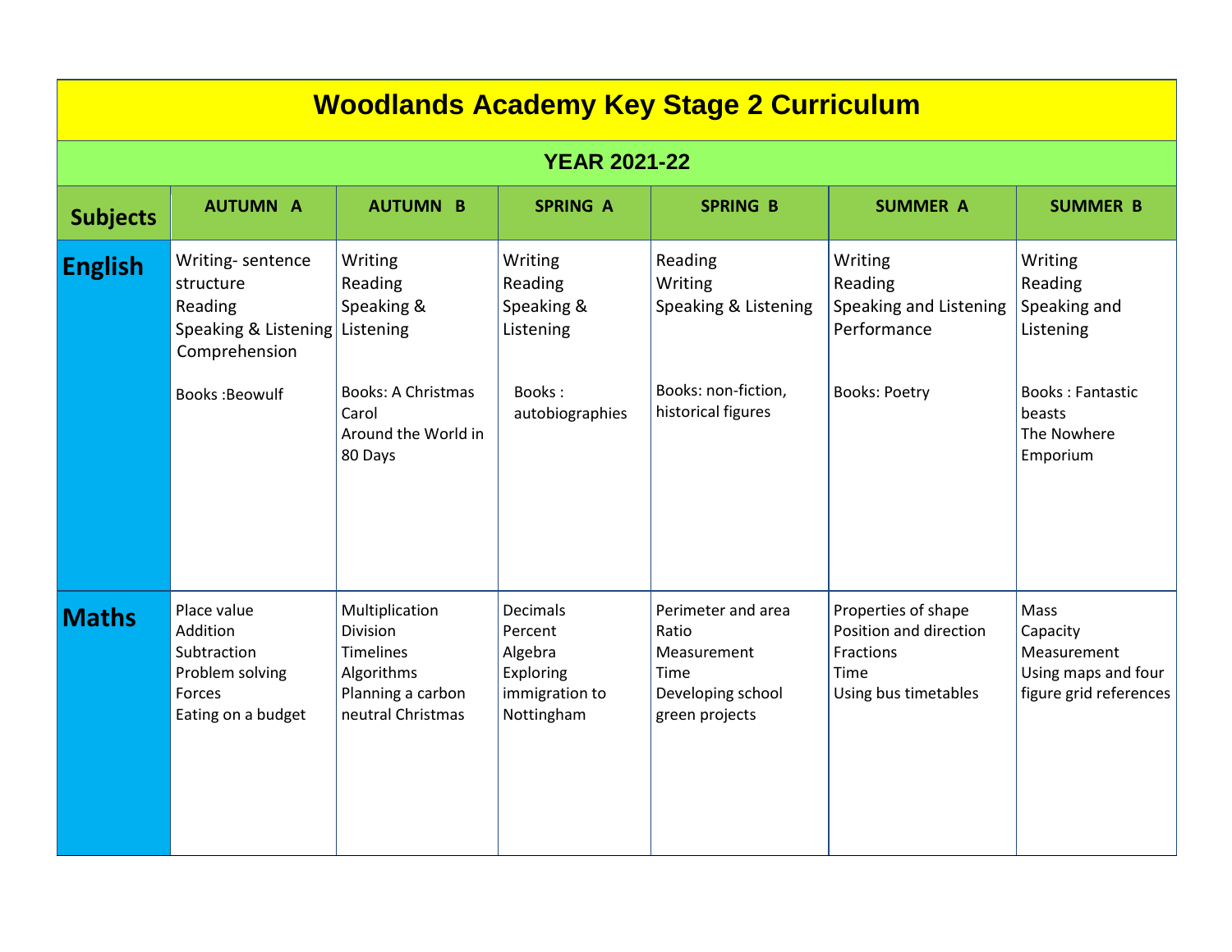# Woodlands Academy Key Stage 2 Curriculum

## YEAR 2021-22

| Subjects | AUTUMN A | AUTUMN B | SPRING A | SPRING B | SUMMER A | SUMMER B |
|---|---|---|---|---|---|---|
| **English** | Writing- sentence structure<br>Reading<br>Speaking & Listening<br>Comprehension<br><br>Books :Beowulf | Writing<br>Reading<br>Speaking & Listening<br><br>Books: A Christmas Carol<br>Around the World in 80 Days | Writing<br>Reading<br>Speaking & Listening<br><br>Books : autobiographies | Reading<br>Writing<br>Speaking & Listening<br><br>Books: non-fiction, historical figures | Writing<br>Reading<br>Speaking and Listening<br>Performance<br><br>Books: Poetry | Writing<br>Reading<br>Speaking and Listening<br><br>Books : Fantastic beasts<br>The Nowhere Emporium |
| **Maths** | Place value<br>Addition<br>Subtraction<br>Problem solving<br>Forces<br>Eating on a budget | Multiplication<br>Division<br>Timelines<br>Algorithms<br>Planning a carbon neutral Christmas | Decimals<br>Percent<br>Algebra<br>Exploring immigration to Nottingham | Perimeter and area<br>Ratio<br>Measurement<br>Time<br>Developing school green projects | Properties of shape<br>Position and direction<br>Fractions<br>Time<br>Using bus timetables | Mass<br>Capacity<br>Measurement<br>Using maps and four figure grid references |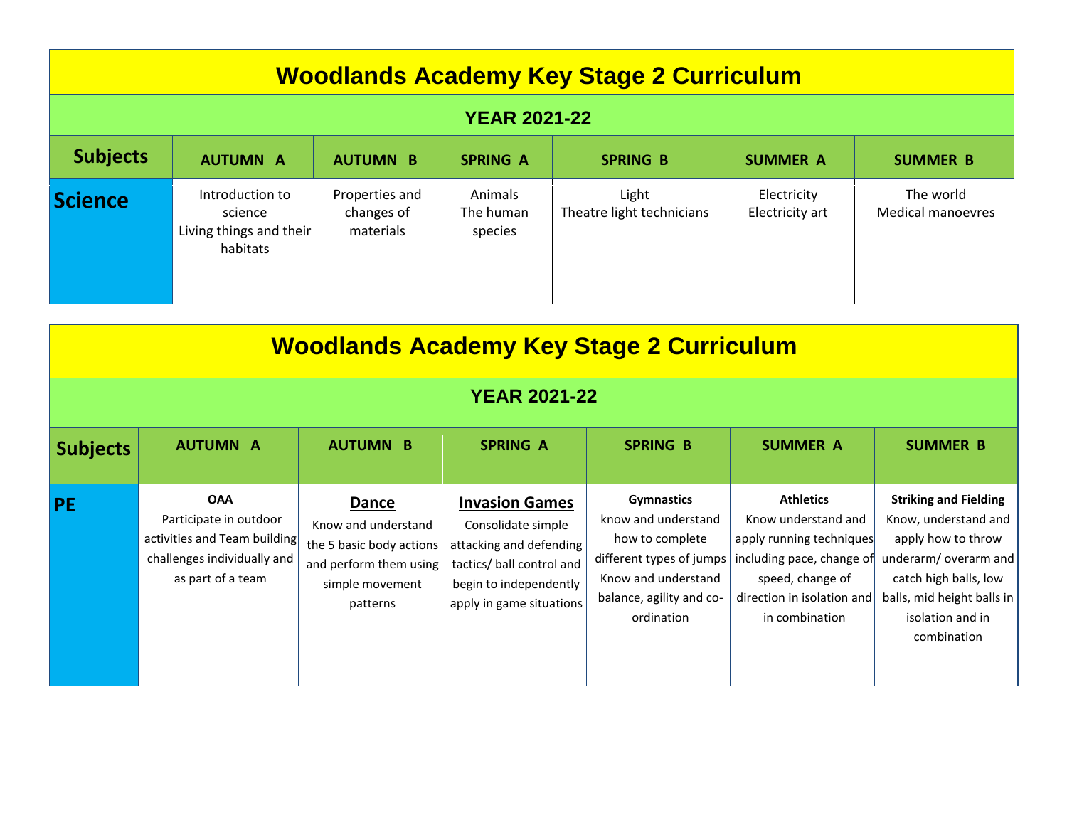# Woodlands Academy Key Stage 2 Curriculum

## YEAR 2021-22

| Subjects | AUTUMN A | AUTUMN B | SPRING A | SPRING B | SUMMER A | SUMMER B |
|---|---|---|---|---|---|---|
| **Science** | Introduction to science<br>Living things and their habitats | Properties and changes of materials | Animals<br>The human species | Light<br>Theatre light technicians | Electricity<br>Electricity art | The world<br>Medical manoevres |

# Woodlands Academy Key Stage 2 Curriculum

## YEAR 2021-22

| Subjects | AUTUMN A | AUTUMN B | SPRING A | SPRING B | SUMMER A | SUMMER B |
|---|---|---|---|---|---|---|
| **PE** | **OAA**<br>Participate in outdoor activities and Team building challenges individually and as part of a team | **Dance**<br>Know and understand the 5 basic body actions and perform them using simple movement patterns | **Invasion Games**<br>Consolidate simple attacking and defending tactics/ ball control and begin to independently apply in game situations | **Gymnastics**<br>know and understand how to complete different types of jumps Know and understand balance, agility and co-ordination | **Athletics**<br>Know understand and apply running techniques including pace, change of speed, change of direction in isolation and in combination | **Striking and Fielding**<br>Know, understand and apply how to throw underarm/ overarm and catch high balls, low balls, mid height balls in isolation and in combination |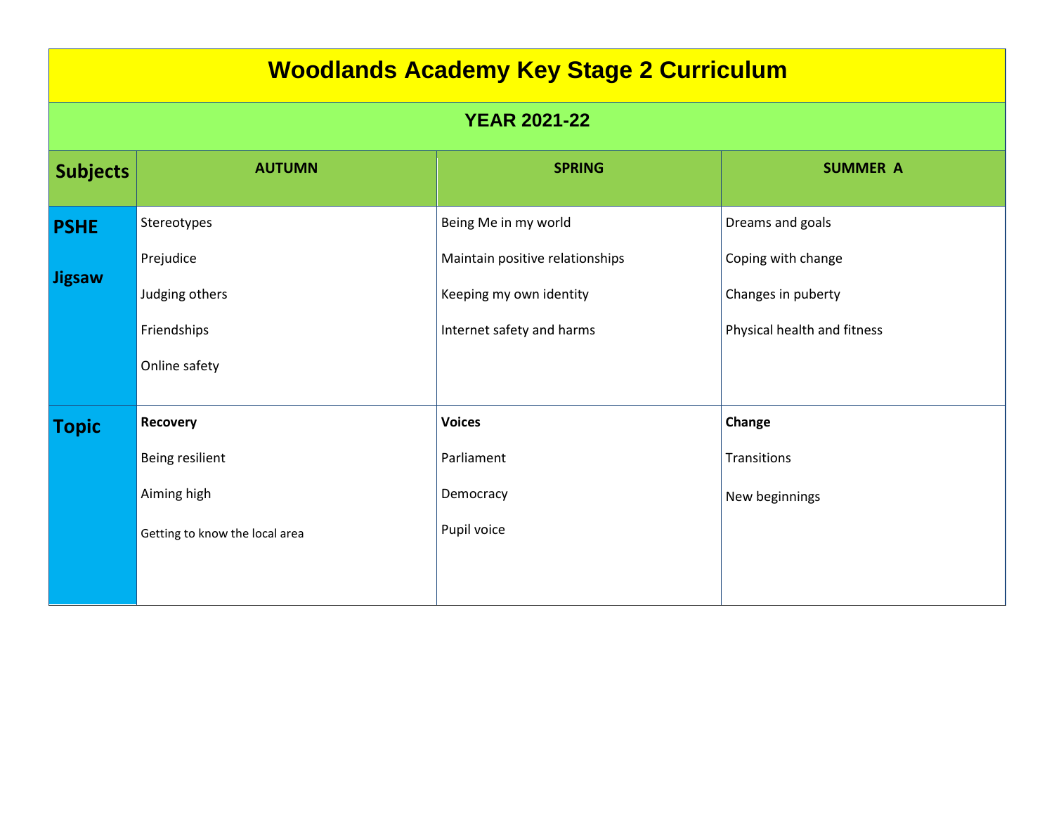# Woodlands Academy Key Stage 2 Curriculum

## YEAR 2021-22

| Subjects | AUTUMN | SPRING | SUMMER A |
|---|---|---|---|
| **PSHE**<br><br>**Jigsaw** | Stereotypes<br><br>Prejudice<br><br>Judging others<br><br>Friendships<br><br>Online safety | Being Me in my world<br><br>Maintain positive relationships<br><br>Keeping my own identity<br><br>Internet safety and harms | Dreams and goals<br><br>Coping with change<br><br>Changes in puberty<br><br>Physical health and fitness |
| **Topic** | **Recovery**<br><br>Being resilient<br><br>Aiming high<br><br>Getting to know the local area | **Voices**<br><br>Parliament<br><br>Democracy<br><br>Pupil voice | **Change**<br><br>Transitions<br><br>New beginnings |